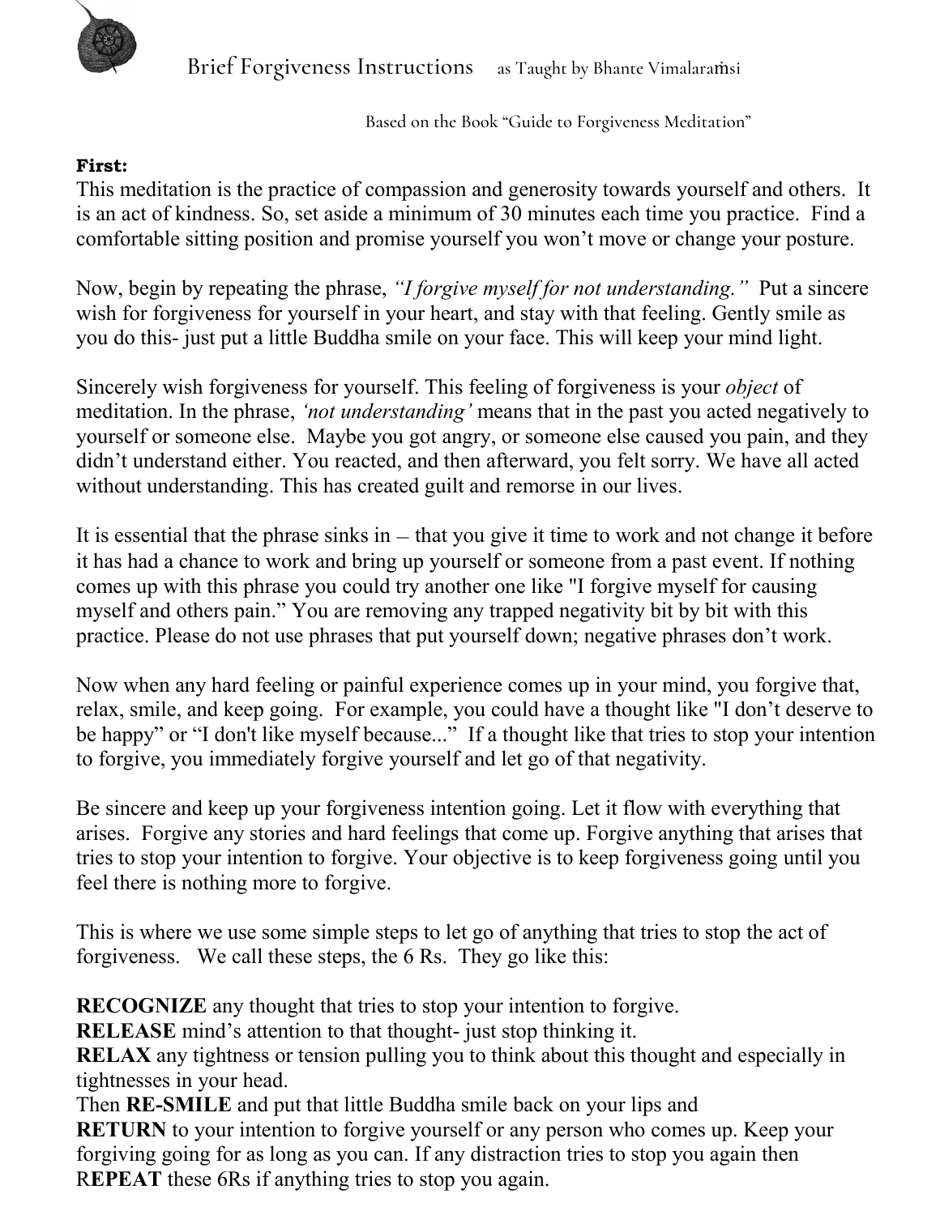# Brief Forgiveness Instructions as Taught by Bhante Vimalaraṁsi

Based on the Book "Guide to Forgiveness Meditation"

**First:**
This meditation is the practice of compassion and generosity towards yourself and others. It is an act of kindness. So, set aside a minimum of 30 minutes each time you practice. Find a comfortable sitting position and promise yourself you won't move or change your posture.

Now, begin by repeating the phrase, *"I forgive myself for not understanding."* Put a sincere wish for forgiveness for yourself in your heart, and stay with that feeling. Gently smile as you do this- just put a little Buddha smile on your face. This will keep your mind light.

Sincerely wish forgiveness for yourself. This feeling of forgiveness is your *object* of meditation. In the phrase, *'not understanding'* means that in the past you acted negatively to yourself or someone else. Maybe you got angry, or someone else caused you pain, and they didn't understand either. You reacted, and then afterward, you felt sorry. We have all acted without understanding. This has created guilt and remorse in our lives.

It is essential that the phrase sinks in – that you give it time to work and not change it before it has had a chance to work and bring up yourself or someone from a past event. If nothing comes up with this phrase you could try another one like "I forgive myself for causing myself and others pain." You are removing any trapped negativity bit by bit with this practice. Please do not use phrases that put yourself down; negative phrases don't work.

Now when any hard feeling or painful experience comes up in your mind, you forgive that, relax, smile, and keep going. For example, you could have a thought like "I don't deserve to be happy" or "I don't like myself because..." If a thought like that tries to stop your intention to forgive, you immediately forgive yourself and let go of that negativity.

Be sincere and keep up your forgiveness intention going. Let it flow with everything that arises. Forgive any stories and hard feelings that come up. Forgive anything that arises that tries to stop your intention to forgive. Your objective is to keep forgiveness going until you feel there is nothing more to forgive.

This is where we use some simple steps to let go of anything that tries to stop the act of forgiveness. We call these steps, the 6 Rs. They go like this:

**RECOGNIZE** any thought that tries to stop your intention to forgive.
**RELEASE** mind's attention to that thought- just stop thinking it.
**RELAX** any tightness or tension pulling you to think about this thought and especially in tightnesses in your head.
Then **RE-SMILE** and put that little Buddha smile back on your lips and
**RETURN** to your intention to forgive yourself or any person who comes up. Keep your forgiving going for as long as you can. If any distraction tries to stop you again then
R**EPEAT** these 6Rs if anything tries to stop you again.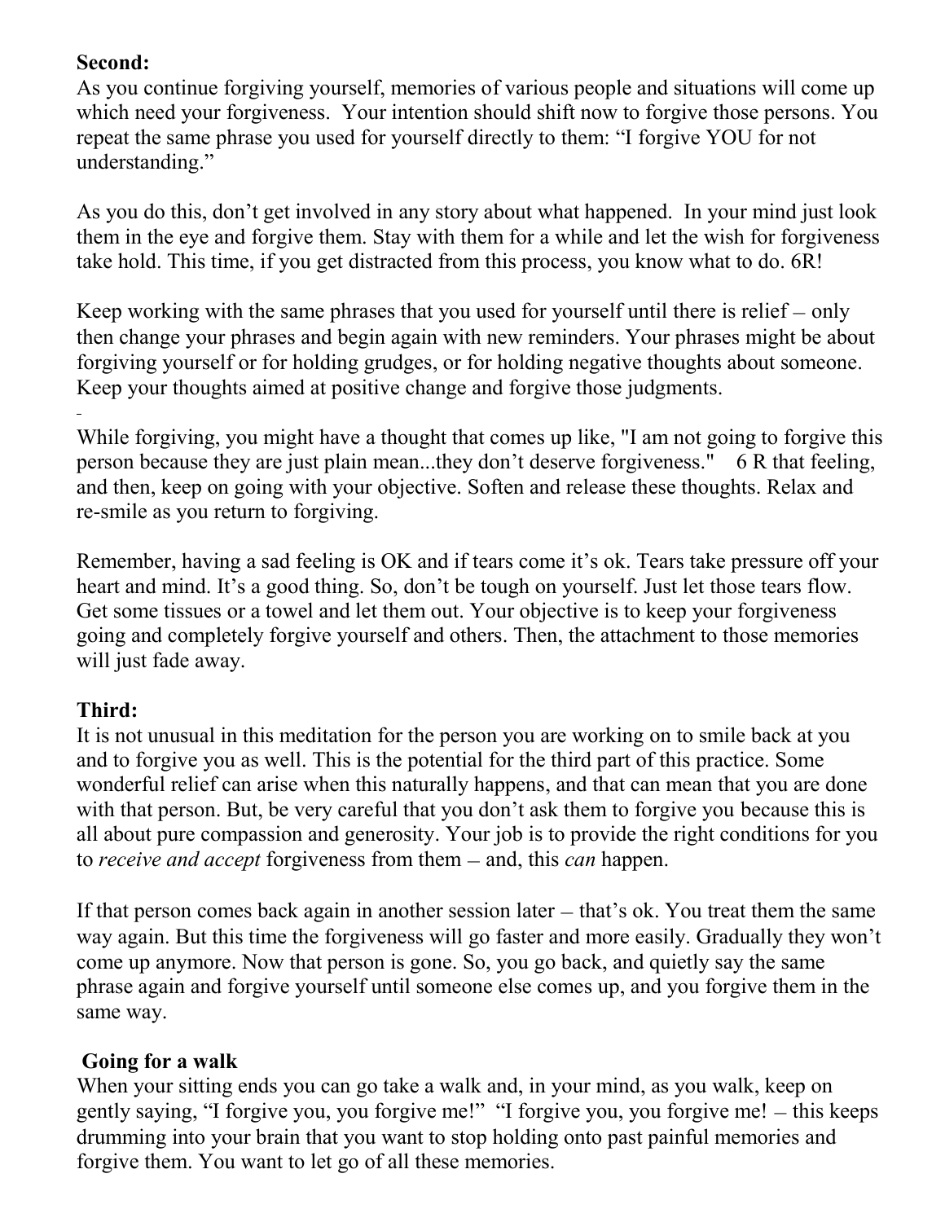**Second:**
As you continue forgiving yourself, memories of various people and situations will come up which need your forgiveness. Your intention should shift now to forgive those persons. You repeat the same phrase you used for yourself directly to them: "I forgive YOU for not understanding."

As you do this, don't get involved in any story about what happened. In your mind just look them in the eye and forgive them. Stay with them for a while and let the wish for forgiveness take hold. This time, if you get distracted from this process, you know what to do. 6R!

Keep working with the same phrases that you used for yourself until there is relief – only then change your phrases and begin again with new reminders. Your phrases might be about forgiving yourself or for holding grudges, or for holding negative thoughts about someone. Keep your thoughts aimed at positive change and forgive those judgments.

While forgiving, you might have a thought that comes up like, "I am not going to forgive this person because they are just plain mean...they don't deserve forgiveness." 6 R that feeling, and then, keep on going with your objective. Soften and release these thoughts. Relax and re-smile as you return to forgiving.

Remember, having a sad feeling is OK and if tears come it's ok. Tears take pressure off your heart and mind. It's a good thing. So, don't be tough on yourself. Just let those tears flow. Get some tissues or a towel and let them out. Your objective is to keep your forgiveness going and completely forgive yourself and others. Then, the attachment to those memories will just fade away.

**Third:**
It is not unusual in this meditation for the person you are working on to smile back at you and to forgive you as well. This is the potential for the third part of this practice. Some wonderful relief can arise when this naturally happens, and that can mean that you are done with that person. But, be very careful that you don't ask them to forgive you because this is all about pure compassion and generosity. Your job is to provide the right conditions for you to *receive and accept* forgiveness from them – and, this *can* happen.

If that person comes back again in another session later – that's ok. You treat them the same way again. But this time the forgiveness will go faster and more easily. Gradually they won't come up anymore. Now that person is gone. So, you go back, and quietly say the same phrase again and forgive yourself until someone else comes up, and you forgive them in the same way.

**Going for a walk**
When your sitting ends you can go take a walk and, in your mind, as you walk, keep on gently saying, "I forgive you, you forgive me!" "I forgive you, you forgive me! – this keeps drumming into your brain that you want to stop holding onto past painful memories and forgive them. You want to let go of all these memories.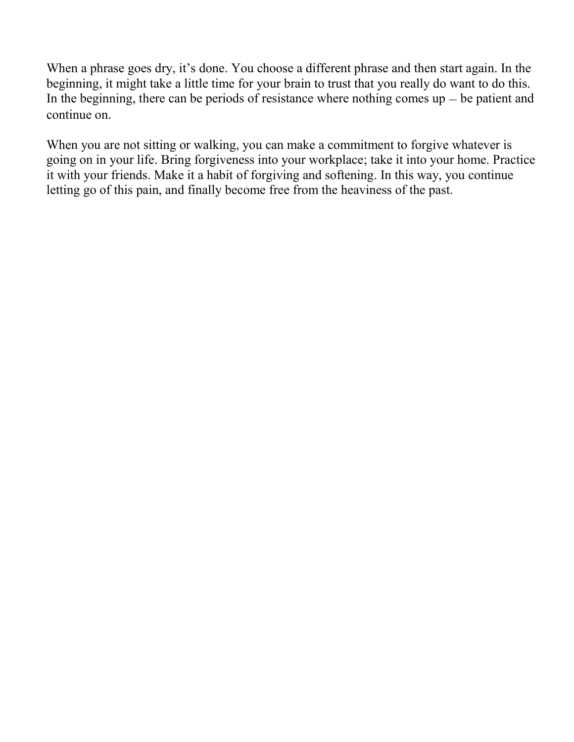When a phrase goes dry, it's done. You choose a different phrase and then start again. In the beginning, it might take a little time for your brain to trust that you really do want to do this. In the beginning, there can be periods of resistance where nothing comes up – be patient and continue on.

When you are not sitting or walking, you can make a commitment to forgive whatever is going on in your life. Bring forgiveness into your workplace; take it into your home. Practice it with your friends. Make it a habit of forgiving and softening. In this way, you continue letting go of this pain, and finally become free from the heaviness of the past.